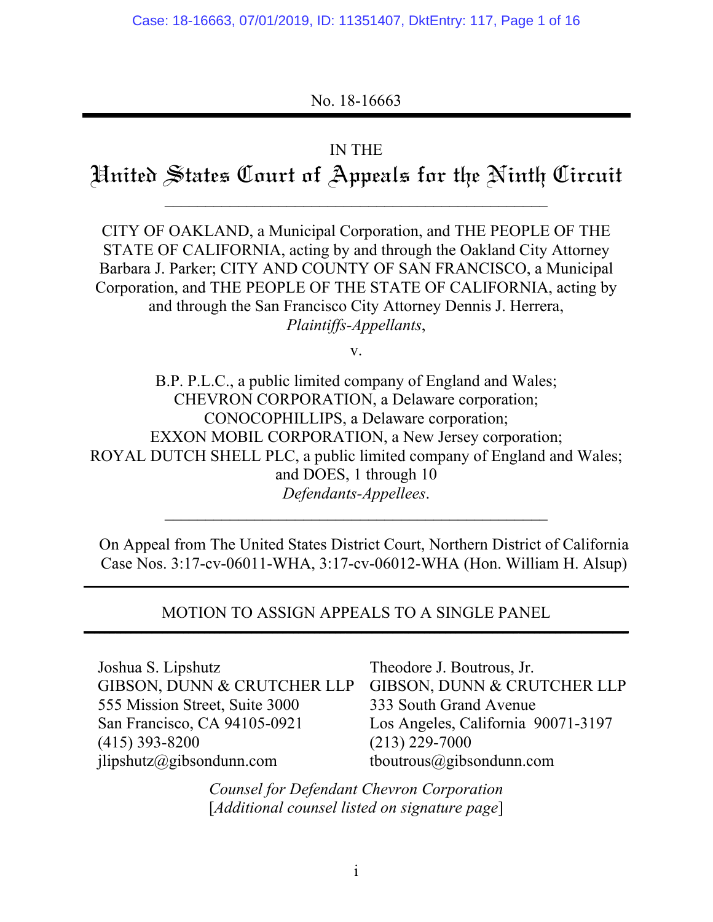No. 18-16663

---

IN THE

# United States Court of Appeals for the Ninth Circuit

---

CITY OF OAKLAND, a Municipal Corporation, and THE PEOPLE OF THE STATE OF CALIFORNIA, acting by and through the Oakland City Attorney Barbara J. Parker; CITY AND COUNTY OF SAN FRANCISCO, a Municipal Corporation, and THE PEOPLE OF THE STATE OF CALIFORNIA, acting by and through the San Francisco City Attorney Dennis J. Herrera,
*Plaintiffs-Appellants*,

v.

B.P. P.L.C., a public limited company of England and Wales;
CHEVRON CORPORATION, a Delaware corporation;
CONOCOPHILLIPS, a Delaware corporation;
EXXON MOBIL CORPORATION, a New Jersey corporation;
ROYAL DUTCH SHELL PLC, a public limited company of England and Wales;
and DOES, 1 through 10
*Defendants-Appellees*.

---

On Appeal from The United States District Court, Northern District of California
Case Nos. 3:17-cv-06011-WHA, 3:17-cv-06012-WHA (Hon. William H. Alsup)

---

## MOTION TO ASSIGN APPEALS TO A SINGLE PANEL

---

Joshua S. Lipshutz
GIBSON, DUNN & CRUTCHER LLP
555 Mission Street, Suite 3000
San Francisco, CA 94105-0921
(415) 393-8200
jlipshutz@gibsondunn.com

Theodore J. Boutrous, Jr.
GIBSON, DUNN & CRUTCHER LLP
333 South Grand Avenue
Los Angeles, California 90071-3197
(213) 229-7000
tboutrous@gibsondunn.com

*Counsel for Defendant Chevron Corporation*
[*Additional counsel listed on signature page*]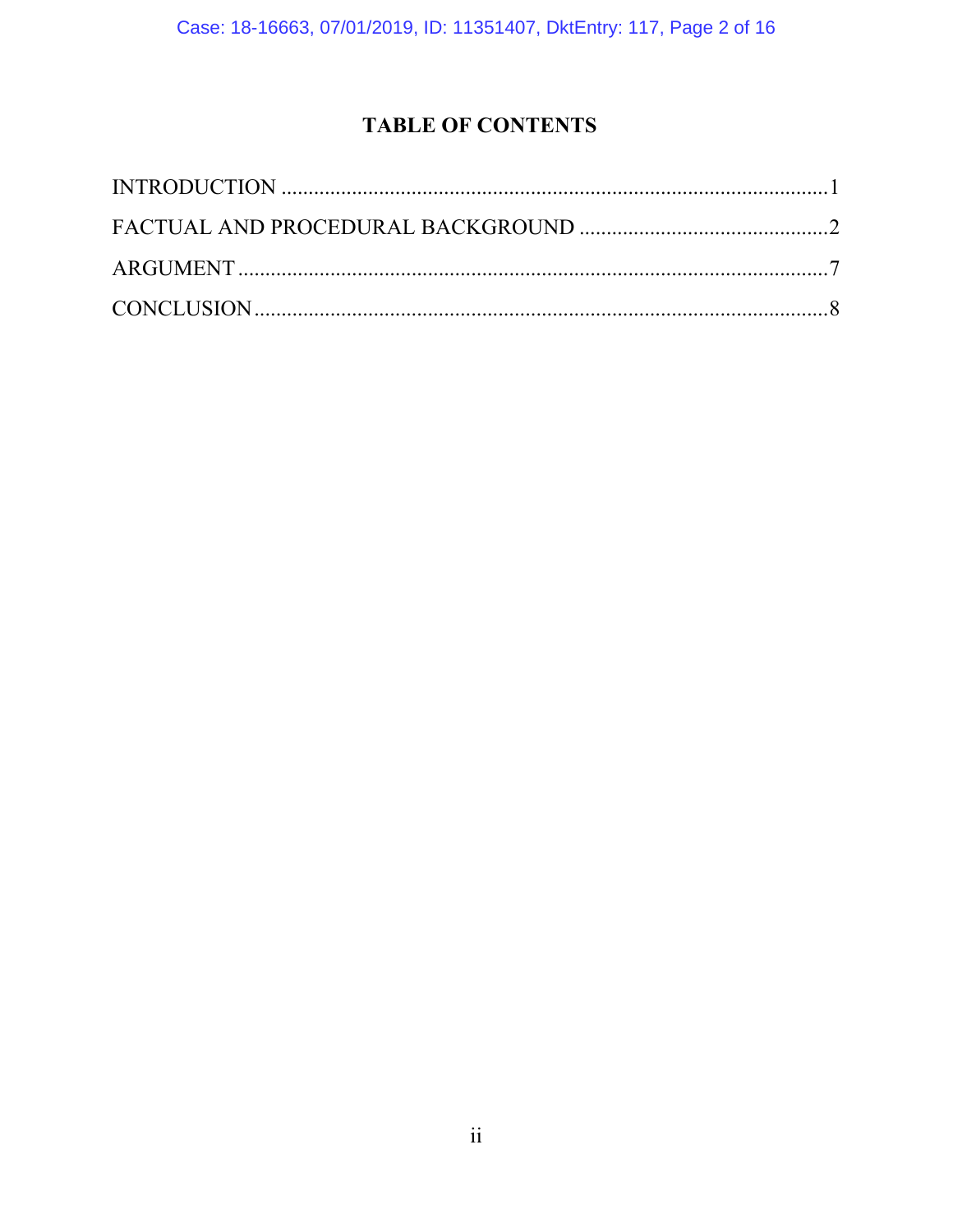# TABLE OF CONTENTS

INTRODUCTION .....................................................................................................1

FACTUAL AND PROCEDURAL BACKGROUND ..............................................2

ARGUMENT ...........................................................................................................7

CONCLUSION .......................................................................................................8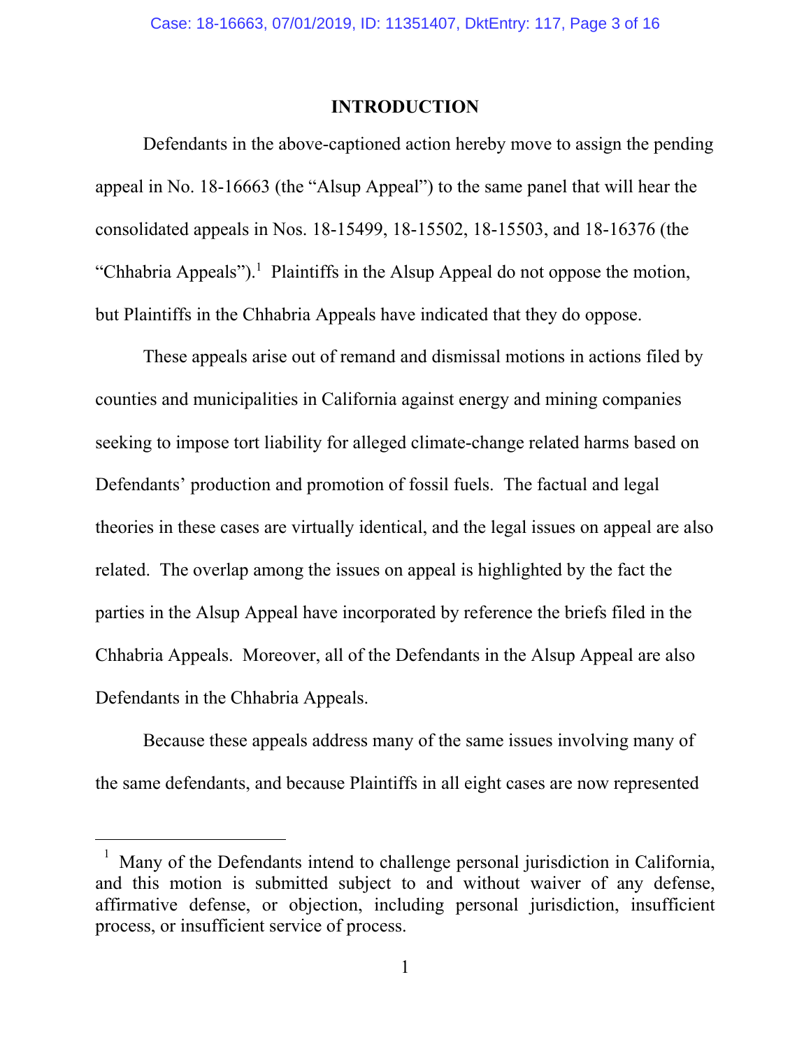## INTRODUCTION

Defendants in the above-captioned action hereby move to assign the pending appeal in No. 18-16663 (the "Alsup Appeal") to the same panel that will hear the consolidated appeals in Nos. 18-15499, 18-15502, 18-15503, and 18-16376 (the "Chhabria Appeals").[1] Plaintiffs in the Alsup Appeal do not oppose the motion, but Plaintiffs in the Chhabria Appeals have indicated that they do oppose.

These appeals arise out of remand and dismissal motions in actions filed by counties and municipalities in California against energy and mining companies seeking to impose tort liability for alleged climate-change related harms based on Defendants' production and promotion of fossil fuels. The factual and legal theories in these cases are virtually identical, and the legal issues on appeal are also related. The overlap among the issues on appeal is highlighted by the fact the parties in the Alsup Appeal have incorporated by reference the briefs filed in the Chhabria Appeals. Moreover, all of the Defendants in the Alsup Appeal are also Defendants in the Chhabria Appeals.

Because these appeals address many of the same issues involving many of the same defendants, and because Plaintiffs in all eight cases are now represented

---

[1] Many of the Defendants intend to challenge personal jurisdiction in California, and this motion is submitted subject to and without waiver of any defense, affirmative defense, or objection, including personal jurisdiction, insufficient process, or insufficient service of process.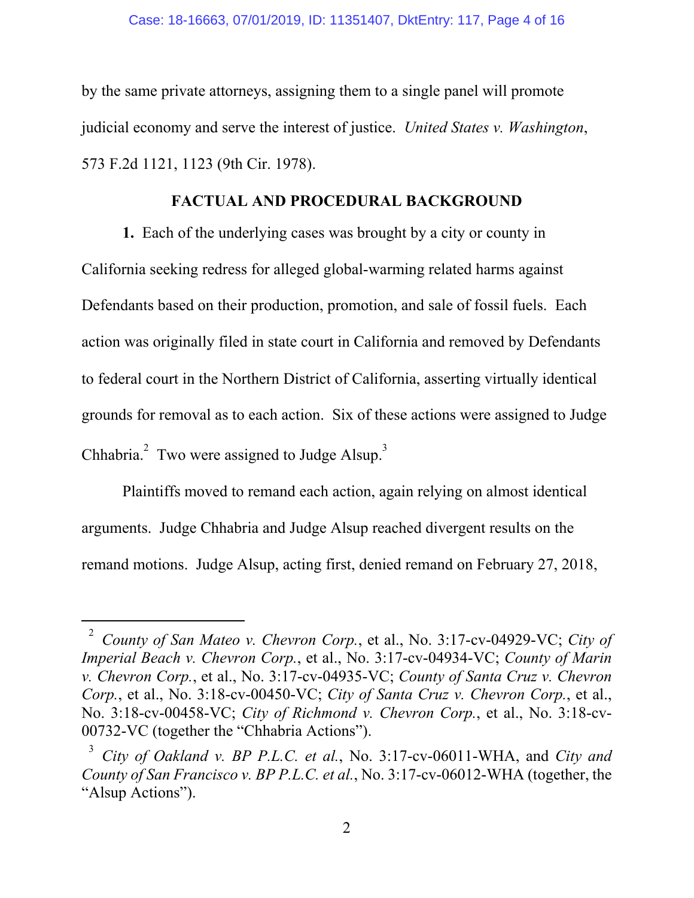by the same private attorneys, assigning them to a single panel will promote judicial economy and serve the interest of justice. *United States v. Washington*, 573 F.2d 1121, 1123 (9th Cir. 1978).

## FACTUAL AND PROCEDURAL BACKGROUND

**1.** Each of the underlying cases was brought by a city or county in California seeking redress for alleged global-warming related harms against Defendants based on their production, promotion, and sale of fossil fuels. Each action was originally filed in state court in California and removed by Defendants to federal court in the Northern District of California, asserting virtually identical grounds for removal as to each action. Six of these actions were assigned to Judge Chhabria.[2] Two were assigned to Judge Alsup.[3]

Plaintiffs moved to remand each action, again relying on almost identical arguments. Judge Chhabria and Judge Alsup reached divergent results on the remand motions. Judge Alsup, acting first, denied remand on February 27, 2018,

---

[2] *County of San Mateo v. Chevron Corp.*, et al., No. 3:17-cv-04929-VC; *City of Imperial Beach v. Chevron Corp.*, et al., No. 3:17-cv-04934-VC; *County of Marin v. Chevron Corp.*, et al., No. 3:17-cv-04935-VC; *County of Santa Cruz v. Chevron Corp.*, et al., No. 3:18-cv-00450-VC; *City of Santa Cruz v. Chevron Corp.*, et al., No. 3:18-cv-00458-VC; *City of Richmond v. Chevron Corp.*, et al., No. 3:18-cv-00732-VC (together the "Chhabria Actions").

[3] *City of Oakland v. BP P.L.C. et al.*, No. 3:17-cv-06011-WHA, and *City and County of San Francisco v. BP P.L.C. et al.*, No. 3:17-cv-06012-WHA (together, the "Alsup Actions").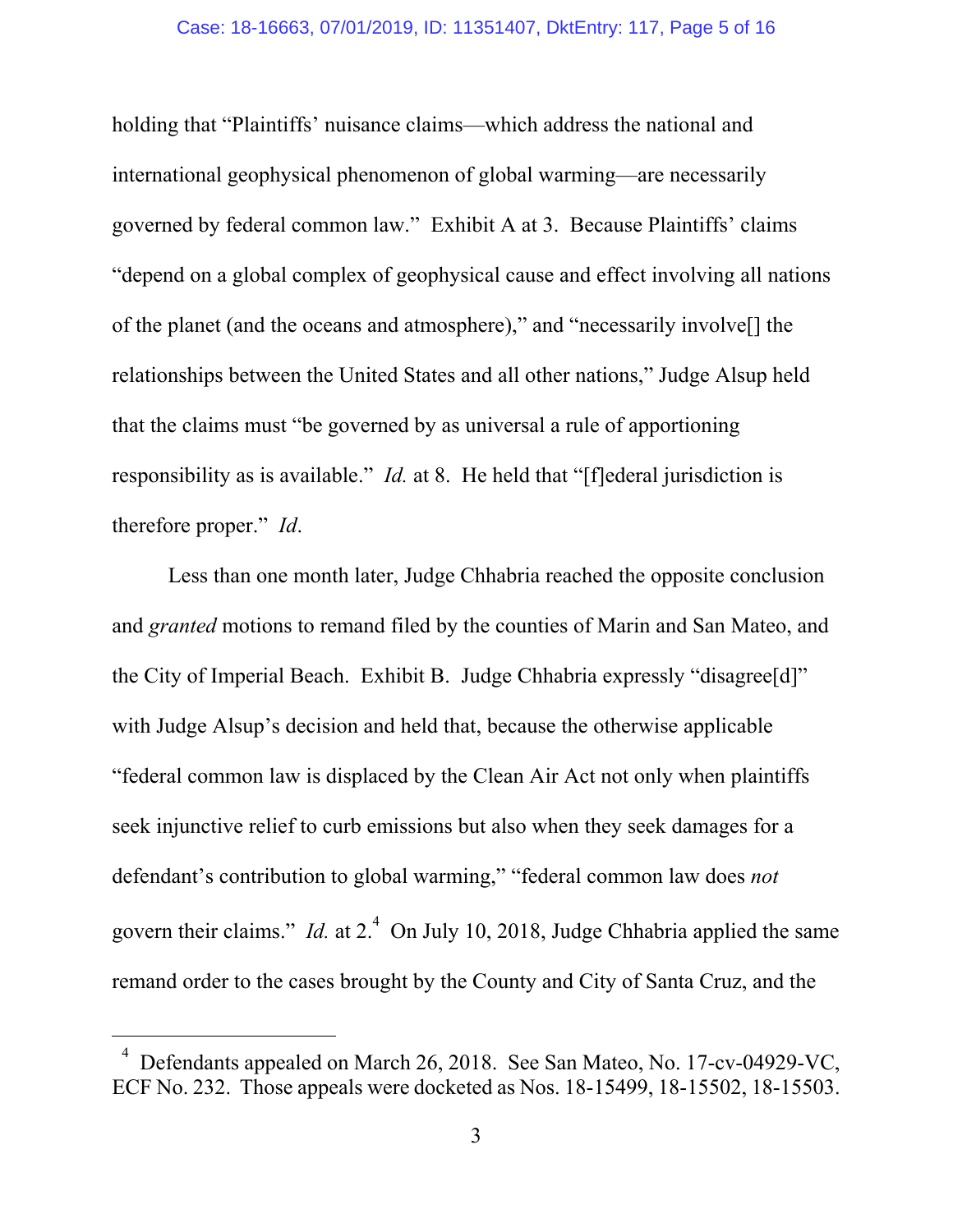holding that "Plaintiffs' nuisance claims—which address the national and international geophysical phenomenon of global warming—are necessarily governed by federal common law." Exhibit A at 3. Because Plaintiffs' claims "depend on a global complex of geophysical cause and effect involving all nations of the planet (and the oceans and atmosphere)," and "necessarily involve[] the relationships between the United States and all other nations," Judge Alsup held that the claims must "be governed by as universal a rule of apportioning responsibility as is available." *Id.* at 8. He held that "[f]ederal jurisdiction is therefore proper." *Id*.

Less than one month later, Judge Chhabria reached the opposite conclusion and *granted* motions to remand filed by the counties of Marin and San Mateo, and the City of Imperial Beach. Exhibit B. Judge Chhabria expressly "disagree[d]" with Judge Alsup's decision and held that, because the otherwise applicable "federal common law is displaced by the Clean Air Act not only when plaintiffs seek injunctive relief to curb emissions but also when they seek damages for a defendant's contribution to global warming," "federal common law does *not* govern their claims." *Id.* at 2.[4] On July 10, 2018, Judge Chhabria applied the same remand order to the cases brought by the County and City of Santa Cruz, and the

---

[4] Defendants appealed on March 26, 2018. See San Mateo, No. 17-cv-04929-VC, ECF No. 232. Those appeals were docketed as Nos. 18-15499, 18-15502, 18-15503.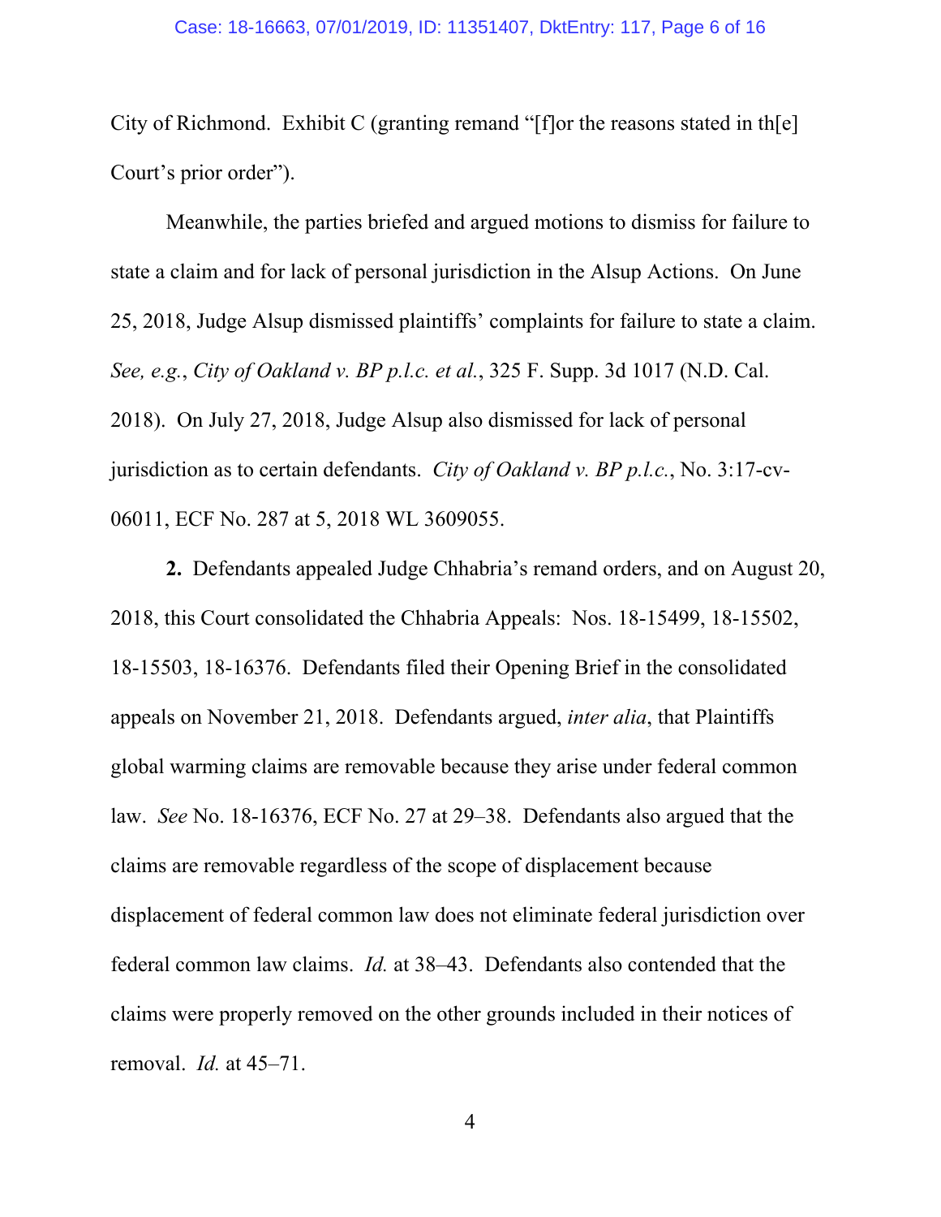City of Richmond. Exhibit C (granting remand "[f]or the reasons stated in th[e] Court's prior order").

Meanwhile, the parties briefed and argued motions to dismiss for failure to state a claim and for lack of personal jurisdiction in the Alsup Actions. On June 25, 2018, Judge Alsup dismissed plaintiffs' complaints for failure to state a claim. *See, e.g.*, *City of Oakland v. BP p.l.c. et al.*, 325 F. Supp. 3d 1017 (N.D. Cal. 2018). On July 27, 2018, Judge Alsup also dismissed for lack of personal jurisdiction as to certain defendants. *City of Oakland v. BP p.l.c.*, No. 3:17-cv-06011, ECF No. 287 at 5, 2018 WL 3609055.

**2.** Defendants appealed Judge Chhabria's remand orders, and on August 20, 2018, this Court consolidated the Chhabria Appeals: Nos. 18-15499, 18-15502, 18-15503, 18-16376. Defendants filed their Opening Brief in the consolidated appeals on November 21, 2018. Defendants argued, *inter alia*, that Plaintiffs global warming claims are removable because they arise under federal common law. *See* No. 18-16376, ECF No. 27 at 29–38. Defendants also argued that the claims are removable regardless of the scope of displacement because displacement of federal common law does not eliminate federal jurisdiction over federal common law claims. *Id.* at 38–43. Defendants also contended that the claims were properly removed on the other grounds included in their notices of removal. *Id.* at 45–71.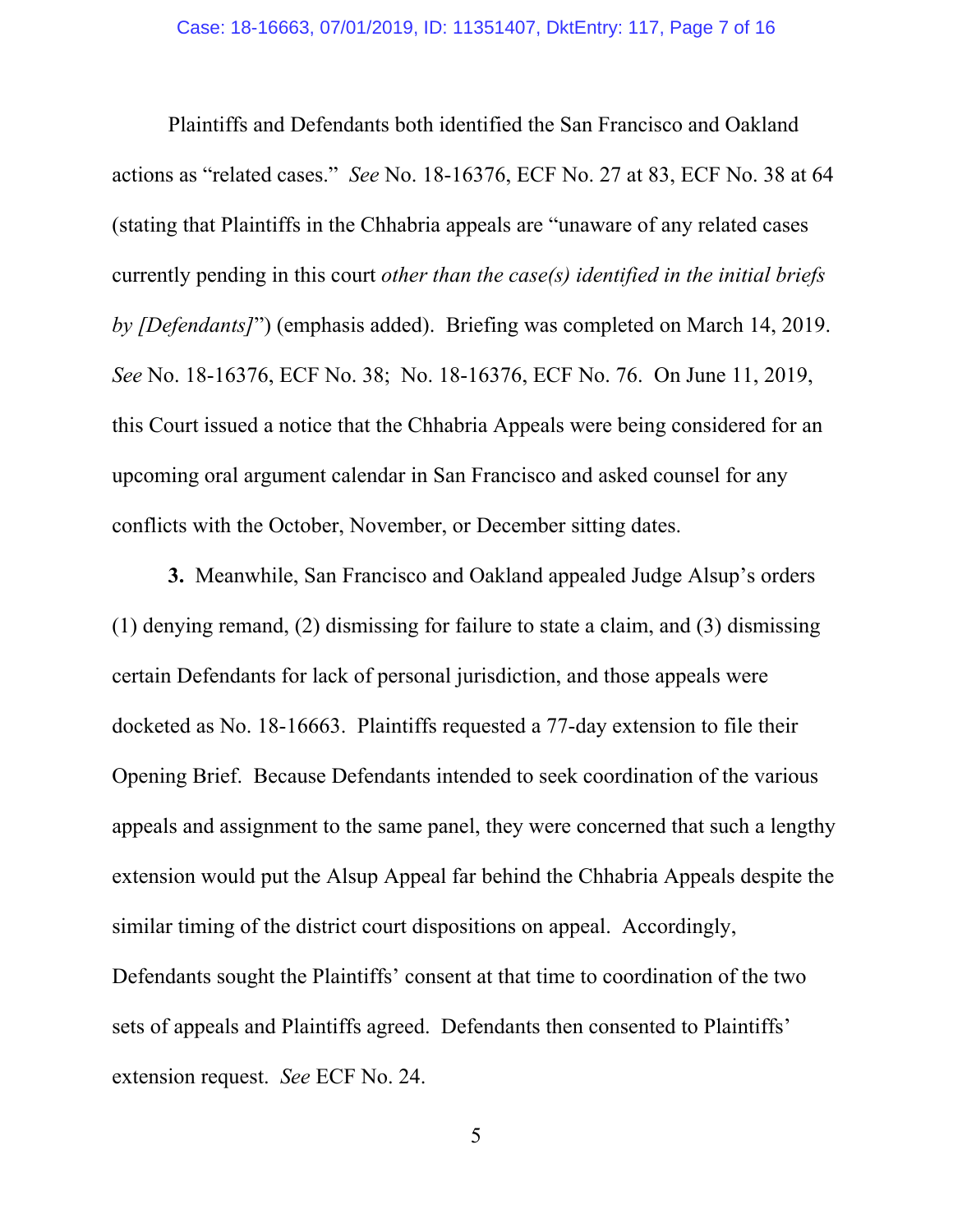Plaintiffs and Defendants both identified the San Francisco and Oakland actions as "related cases." *See* No. 18-16376, ECF No. 27 at 83, ECF No. 38 at 64 (stating that Plaintiffs in the Chhabria appeals are "unaware of any related cases currently pending in this court *other than the case(s) identified in the initial briefs by [Defendants]*") (emphasis added). Briefing was completed on March 14, 2019. *See* No. 18-16376, ECF No. 38; No. 18-16376, ECF No. 76. On June 11, 2019, this Court issued a notice that the Chhabria Appeals were being considered for an upcoming oral argument calendar in San Francisco and asked counsel for any conflicts with the October, November, or December sitting dates.

**3.** Meanwhile, San Francisco and Oakland appealed Judge Alsup's orders (1) denying remand, (2) dismissing for failure to state a claim, and (3) dismissing certain Defendants for lack of personal jurisdiction, and those appeals were docketed as No. 18-16663. Plaintiffs requested a 77-day extension to file their Opening Brief. Because Defendants intended to seek coordination of the various appeals and assignment to the same panel, they were concerned that such a lengthy extension would put the Alsup Appeal far behind the Chhabria Appeals despite the similar timing of the district court dispositions on appeal. Accordingly, Defendants sought the Plaintiffs' consent at that time to coordination of the two sets of appeals and Plaintiffs agreed. Defendants then consented to Plaintiffs' extension request. *See* ECF No. 24.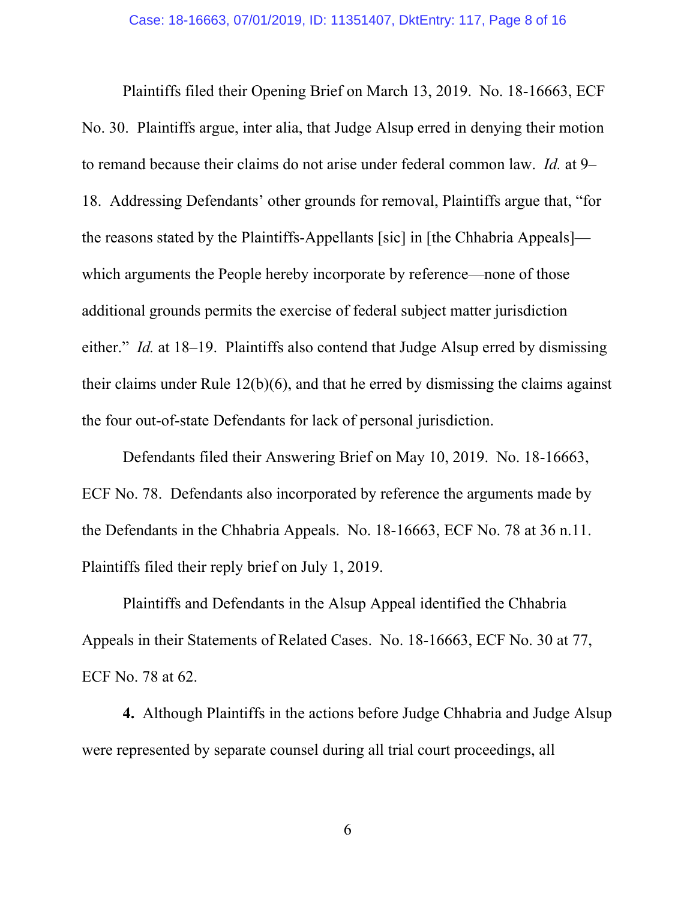Plaintiffs filed their Opening Brief on March 13, 2019. No. 18-16663, ECF No. 30. Plaintiffs argue, inter alia, that Judge Alsup erred in denying their motion to remand because their claims do not arise under federal common law. *Id.* at 9–18. Addressing Defendants' other grounds for removal, Plaintiffs argue that, "for the reasons stated by the Plaintiffs-Appellants [sic] in [the Chhabria Appeals]—which arguments the People hereby incorporate by reference—none of those additional grounds permits the exercise of federal subject matter jurisdiction either." *Id.* at 18–19. Plaintiffs also contend that Judge Alsup erred by dismissing their claims under Rule 12(b)(6), and that he erred by dismissing the claims against the four out-of-state Defendants for lack of personal jurisdiction.

Defendants filed their Answering Brief on May 10, 2019. No. 18-16663, ECF No. 78. Defendants also incorporated by reference the arguments made by the Defendants in the Chhabria Appeals. No. 18-16663, ECF No. 78 at 36 n.11. Plaintiffs filed their reply brief on July 1, 2019.

Plaintiffs and Defendants in the Alsup Appeal identified the Chhabria Appeals in their Statements of Related Cases. No. 18-16663, ECF No. 30 at 77, ECF No. 78 at 62.

**4.** Although Plaintiffs in the actions before Judge Chhabria and Judge Alsup were represented by separate counsel during all trial court proceedings, all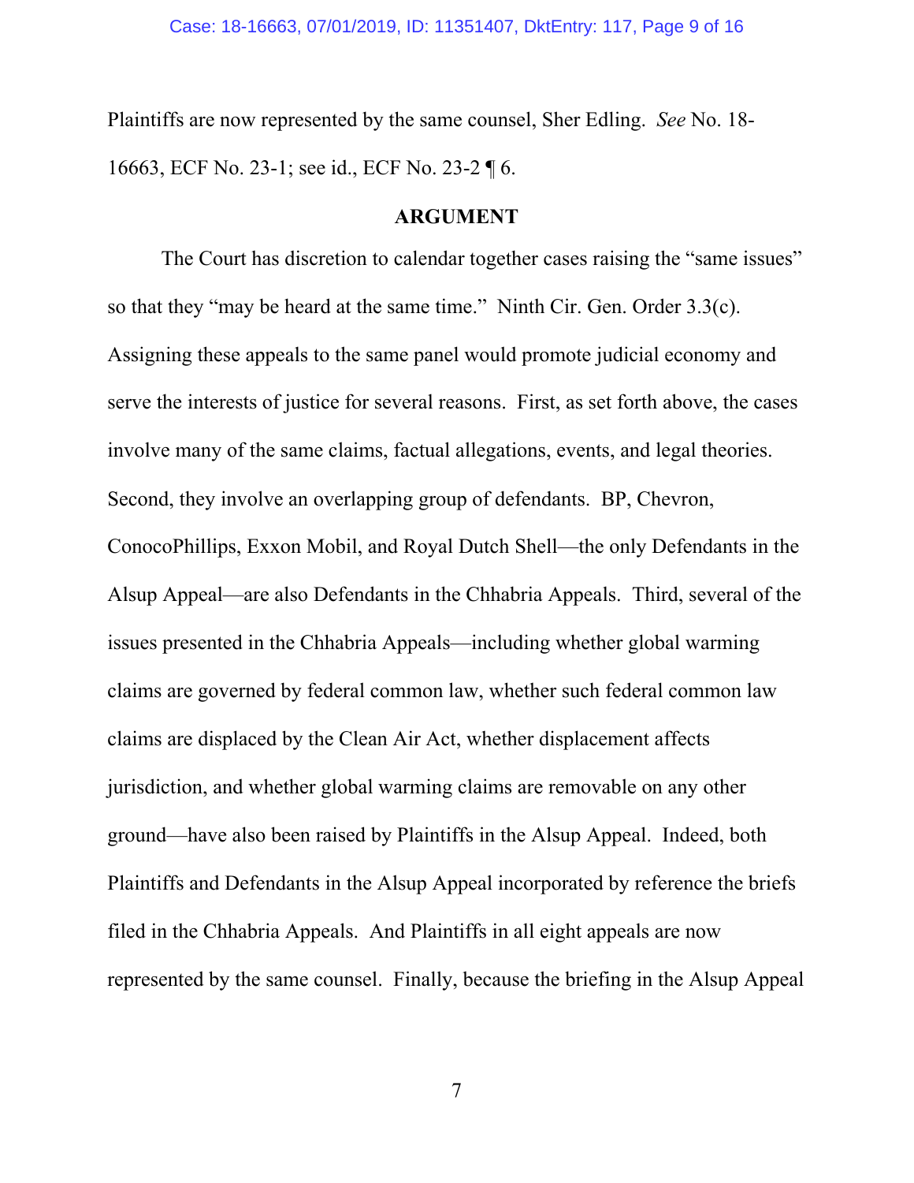Plaintiffs are now represented by the same counsel, Sher Edling. *See* No. 18-16663, ECF No. 23-1; see id., ECF No. 23-2 ¶ 6.

## ARGUMENT

The Court has discretion to calendar together cases raising the "same issues" so that they "may be heard at the same time." Ninth Cir. Gen. Order 3.3(c). Assigning these appeals to the same panel would promote judicial economy and serve the interests of justice for several reasons. First, as set forth above, the cases involve many of the same claims, factual allegations, events, and legal theories. Second, they involve an overlapping group of defendants. BP, Chevron, ConocoPhillips, Exxon Mobil, and Royal Dutch Shell—the only Defendants in the Alsup Appeal—are also Defendants in the Chhabria Appeals. Third, several of the issues presented in the Chhabria Appeals—including whether global warming claims are governed by federal common law, whether such federal common law claims are displaced by the Clean Air Act, whether displacement affects jurisdiction, and whether global warming claims are removable on any other ground—have also been raised by Plaintiffs in the Alsup Appeal. Indeed, both Plaintiffs and Defendants in the Alsup Appeal incorporated by reference the briefs filed in the Chhabria Appeals. And Plaintiffs in all eight appeals are now represented by the same counsel. Finally, because the briefing in the Alsup Appeal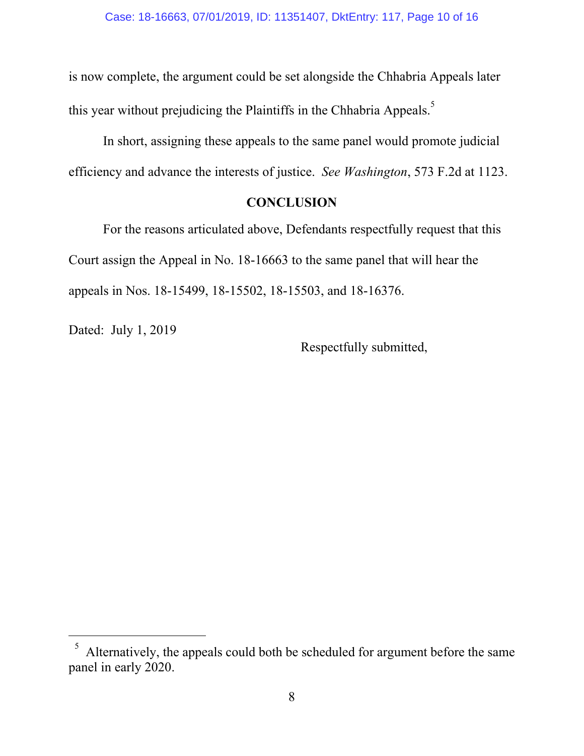is now complete, the argument could be set alongside the Chhabria Appeals later this year without prejudicing the Plaintiffs in the Chhabria Appeals.[5]

In short, assigning these appeals to the same panel would promote judicial efficiency and advance the interests of justice. *See Washington*, 573 F.2d at 1123.

## CONCLUSION

For the reasons articulated above, Defendants respectfully request that this Court assign the Appeal in No. 18-16663 to the same panel that will hear the appeals in Nos. 18-15499, 18-15502, 18-15503, and 18-16376.

Dated: July 1, 2019

Respectfully submitted,

---

[5] Alternatively, the appeals could both be scheduled for argument before the same panel in early 2020.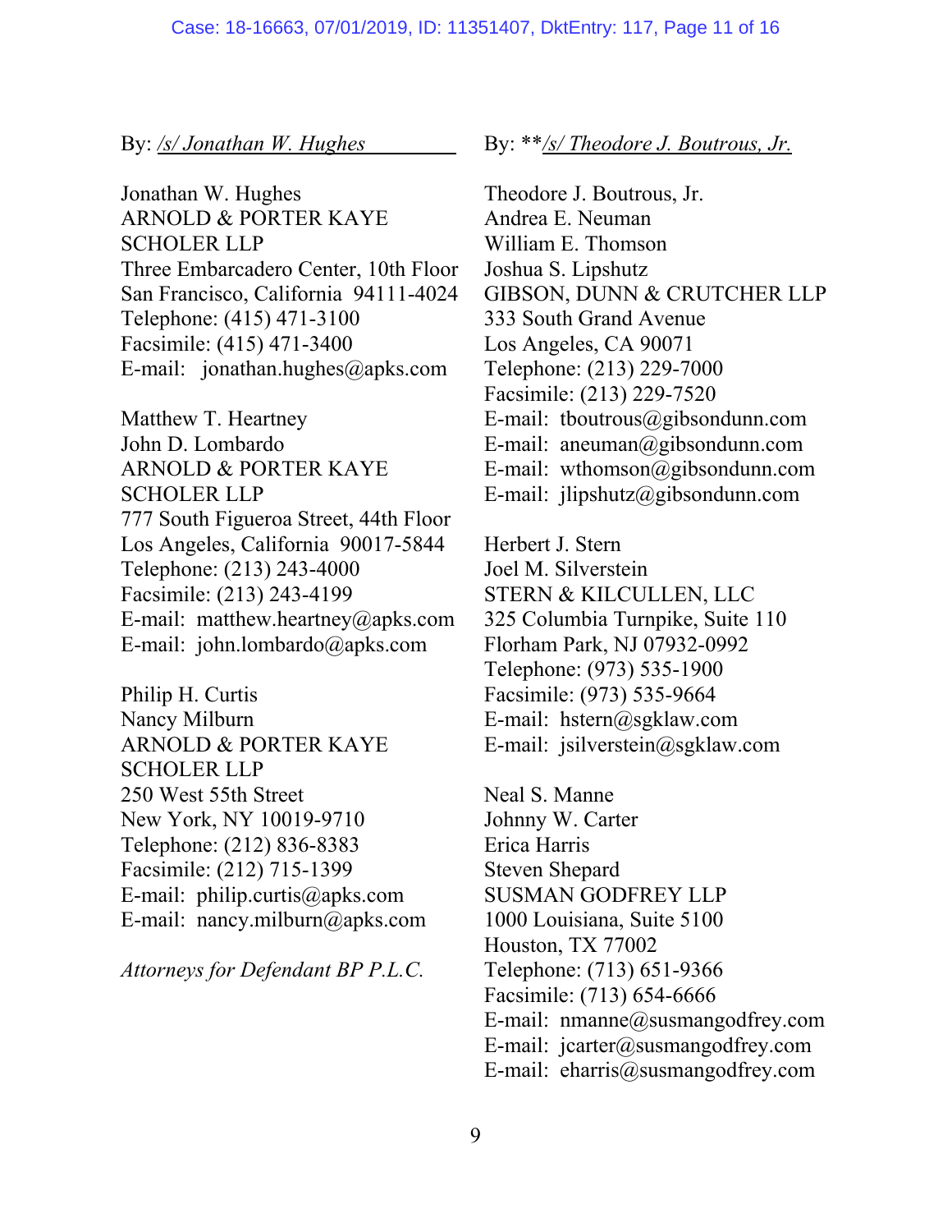By: */s/ Jonathan W. Hughes*

Jonathan W. Hughes
ARNOLD & PORTER KAYE SCHOLER LLP
Three Embarcadero Center, 10th Floor
San Francisco, California 94111-4024
Telephone: (415) 471-3100
Facsimile: (415) 471-3400
E-mail: jonathan.hughes@apks.com

Matthew T. Heartney
John D. Lombardo
ARNOLD & PORTER KAYE SCHOLER LLP
777 South Figueroa Street, 44th Floor
Los Angeles, California 90017-5844
Telephone: (213) 243-4000
Facsimile: (213) 243-4199
E-mail: matthew.heartney@apks.com
E-mail: john.lombardo@apks.com

Philip H. Curtis
Nancy Milburn
ARNOLD & PORTER KAYE SCHOLER LLP
250 West 55th Street
New York, NY 10019-9710
Telephone: (212) 836-8383
Facsimile: (212) 715-1399
E-mail: philip.curtis@apks.com
E-mail: nancy.milburn@apks.com

*Attorneys for Defendant BP P.L.C.*

By: ***/s/ Theodore J. Boutrous, Jr.*

Theodore J. Boutrous, Jr.
Andrea E. Neuman
William E. Thomson
Joshua S. Lipshutz
GIBSON, DUNN & CRUTCHER LLP
333 South Grand Avenue
Los Angeles, CA 90071
Telephone: (213) 229-7000
Facsimile: (213) 229-7520
E-mail: tboutrous@gibsondunn.com
E-mail: aneuman@gibsondunn.com
E-mail: wthomson@gibsondunn.com
E-mail: jlipshutz@gibsondunn.com

Herbert J. Stern
Joel M. Silverstein
STERN & KILCULLEN, LLC
325 Columbia Turnpike, Suite 110
Florham Park, NJ 07932-0992
Telephone: (973) 535-1900
Facsimile: (973) 535-9664
E-mail: hstern@sgklaw.com
E-mail: jsilverstein@sgklaw.com

Neal S. Manne
Johnny W. Carter
Erica Harris
Steven Shepard
SUSMAN GODFREY LLP
1000 Louisiana, Suite 5100
Houston, TX 77002
Telephone: (713) 651-9366
Facsimile: (713) 654-6666
E-mail: nmanne@susmangodfrey.com
E-mail: jcarter@susmangodfrey.com
E-mail: eharris@susmangodfrey.com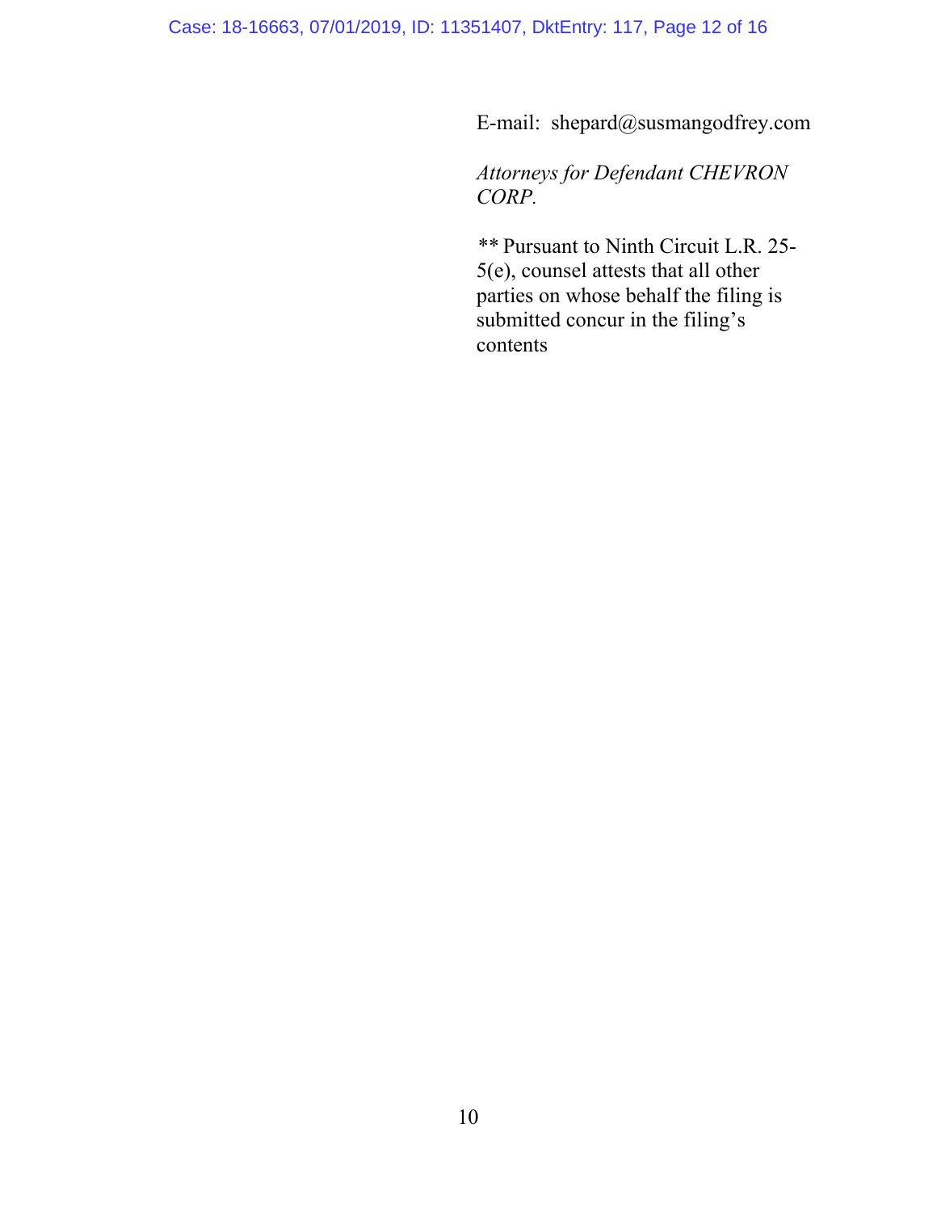E-mail: shepard@susmangodfrey.com

*Attorneys for Defendant CHEVRON CORP.*

** Pursuant to Ninth Circuit L.R. 25-5(e), counsel attests that all other parties on whose behalf the filing is submitted concur in the filing's contents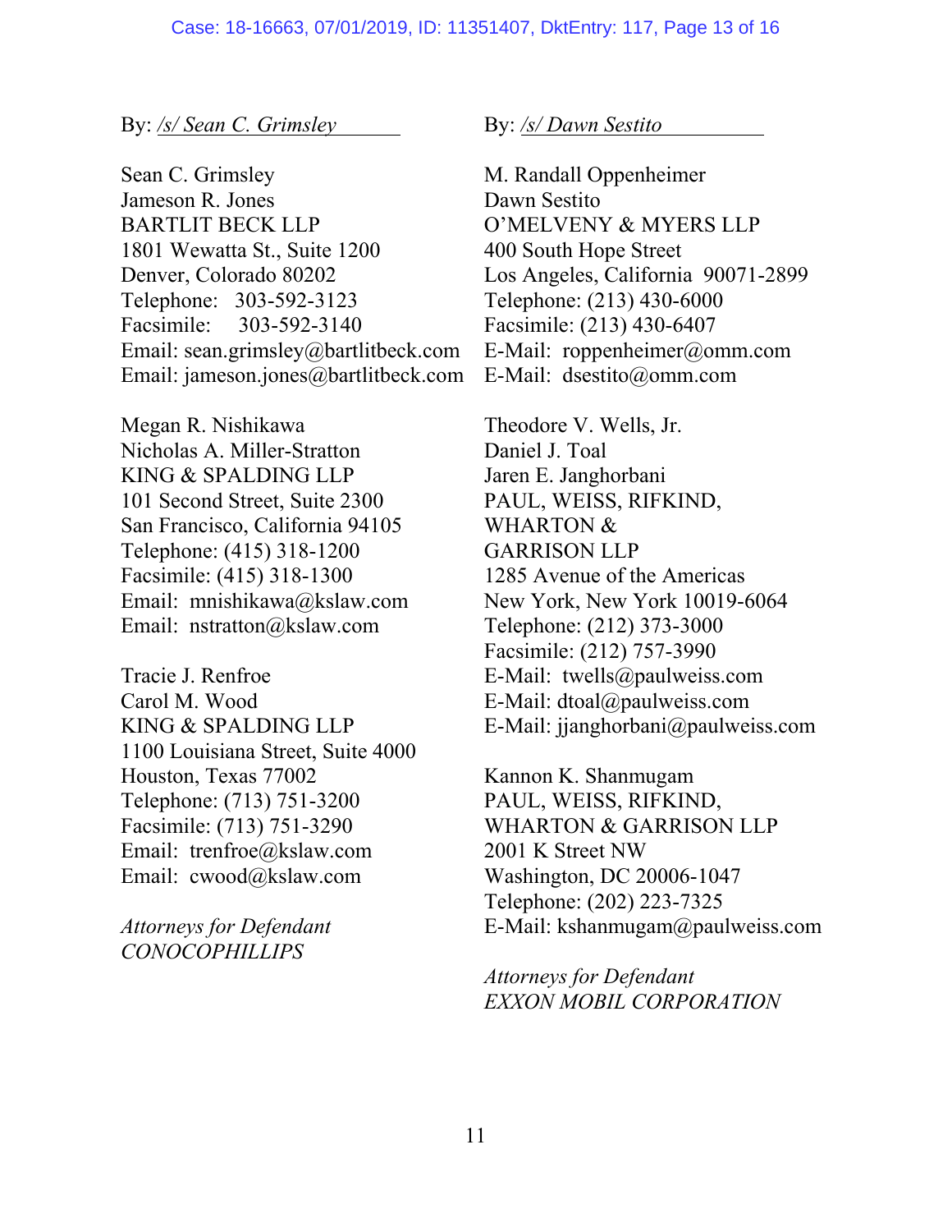By: */s/ Sean C. Grimsley*

Sean C. Grimsley
Jameson R. Jones
BARTLIT BECK LLP
1801 Wewatta St., Suite 1200
Denver, Colorado 80202
Telephone: 303-592-3123
Facsimile: 303-592-3140
Email: sean.grimsley@bartlitbeck.com
Email: jameson.jones@bartlitbeck.com

Megan R. Nishikawa
Nicholas A. Miller-Stratton
KING & SPALDING LLP
101 Second Street, Suite 2300
San Francisco, California 94105
Telephone: (415) 318-1200
Facsimile: (415) 318-1300
Email: mnishikawa@kslaw.com
Email: nstratton@kslaw.com

Tracie J. Renfroe
Carol M. Wood
KING & SPALDING LLP
1100 Louisiana Street, Suite 4000
Houston, Texas 77002
Telephone: (713) 751-3200
Facsimile: (713) 751-3290
Email: trenfroe@kslaw.com
Email: cwood@kslaw.com

*Attorneys for Defendant CONOCOPHILLIPS*

By: */s/ Dawn Sestito*

M. Randall Oppenheimer
Dawn Sestito
O'MELVENY & MYERS LLP
400 South Hope Street
Los Angeles, California 90071-2899
Telephone: (213) 430-6000
Facsimile: (213) 430-6407
E-Mail: roppenheimer@omm.com
E-Mail: dsestito@omm.com

Theodore V. Wells, Jr.
Daniel J. Toal
Jaren E. Janghorbani
PAUL, WEISS, RIFKIND, WHARTON & GARRISON LLP
1285 Avenue of the Americas
New York, New York 10019-6064
Telephone: (212) 373-3000
Facsimile: (212) 757-3990
E-Mail: twells@paulweiss.com
E-Mail: dtoal@paulweiss.com
E-Mail: jjanghorbani@paulweiss.com

Kannon K. Shanmugam
PAUL, WEISS, RIFKIND, WHARTON & GARRISON LLP
2001 K Street NW
Washington, DC 20006-1047
Telephone: (202) 223-7325
E-Mail: kshanmugam@paulweiss.com

*Attorneys for Defendant EXXON MOBIL CORPORATION*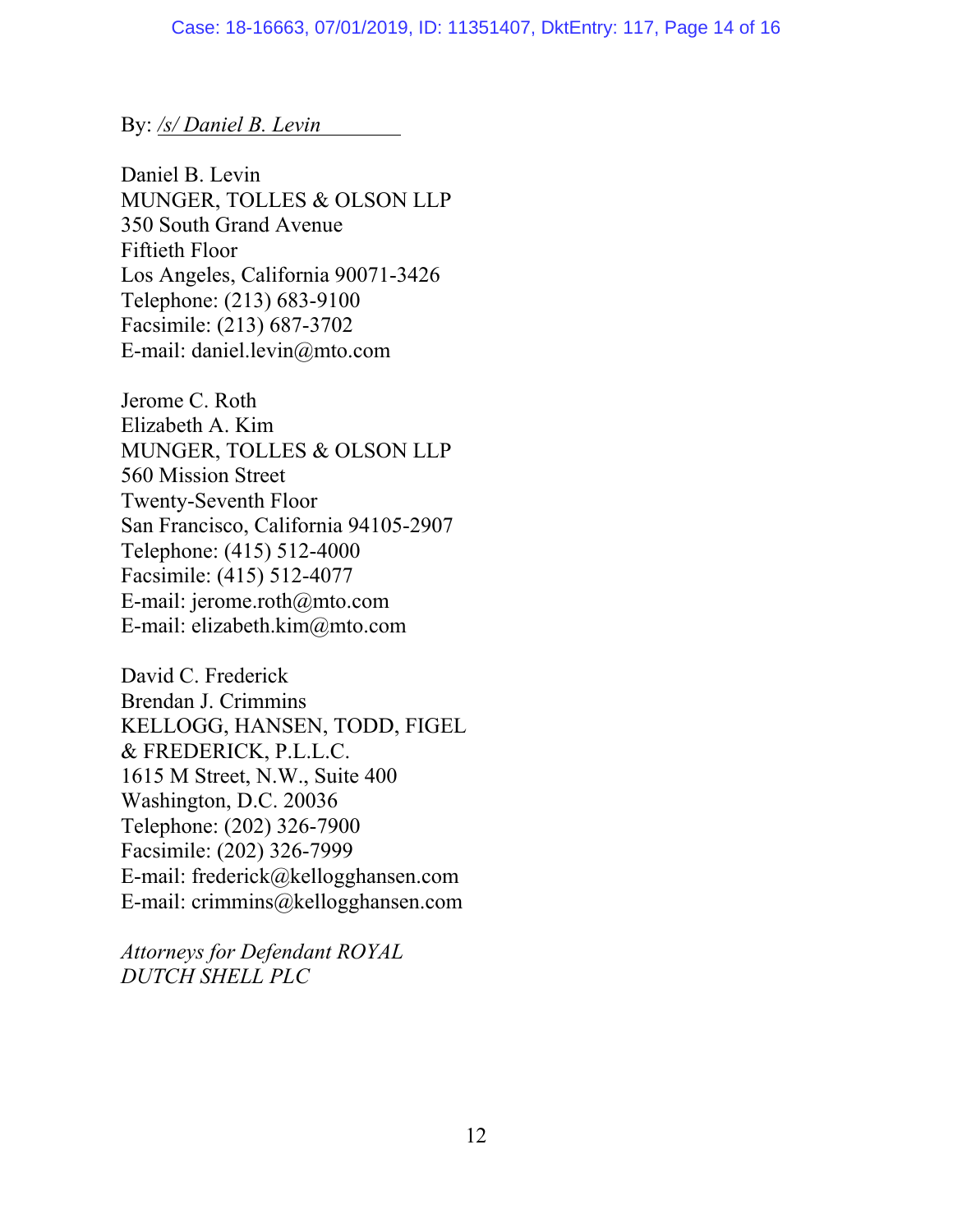By: */s/ Daniel B. Levin*

Daniel B. Levin
MUNGER, TOLLES & OLSON LLP
350 South Grand Avenue
Fiftieth Floor
Los Angeles, California 90071-3426
Telephone: (213) 683-9100
Facsimile: (213) 687-3702
E-mail: daniel.levin@mto.com

Jerome C. Roth
Elizabeth A. Kim
MUNGER, TOLLES & OLSON LLP
560 Mission Street
Twenty-Seventh Floor
San Francisco, California 94105-2907
Telephone: (415) 512-4000
Facsimile: (415) 512-4077
E-mail: jerome.roth@mto.com
E-mail: elizabeth.kim@mto.com

David C. Frederick
Brendan J. Crimmins
KELLOGG, HANSEN, TODD, FIGEL
& FREDERICK, P.L.L.C.
1615 M Street, N.W., Suite 400
Washington, D.C. 20036
Telephone: (202) 326-7900
Facsimile: (202) 326-7999
E-mail: frederick@kellogghansen.com
E-mail: crimmins@kellogghansen.com

*Attorneys for Defendant ROYAL DUTCH SHELL PLC*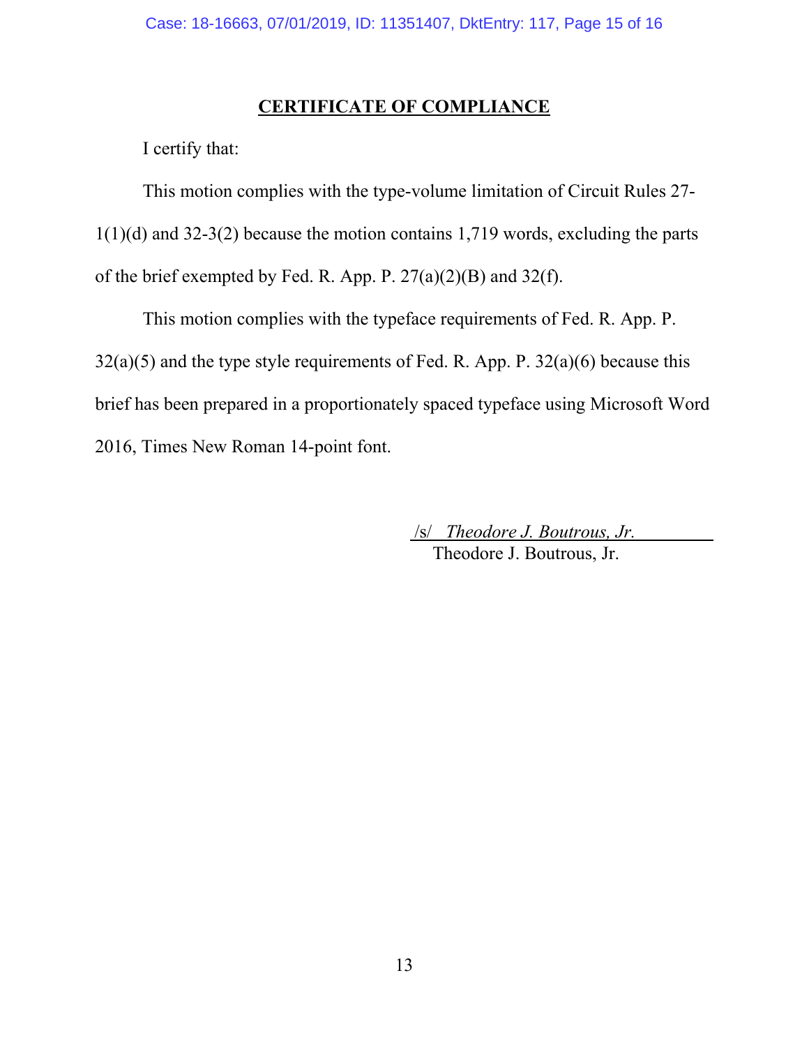# CERTIFICATE OF COMPLIANCE

I certify that:

This motion complies with the type-volume limitation of Circuit Rules 27-1(1)(d) and 32-3(2) because the motion contains 1,719 words, excluding the parts of the brief exempted by Fed. R. App. P. 27(a)(2)(B) and 32(f).

This motion complies with the typeface requirements of Fed. R. App. P. 32(a)(5) and the type style requirements of Fed. R. App. P. 32(a)(6) because this brief has been prepared in a proportionately spaced typeface using Microsoft Word 2016, Times New Roman 14-point font.

/s/ *Theodore J. Boutrous, Jr.*
Theodore J. Boutrous, Jr.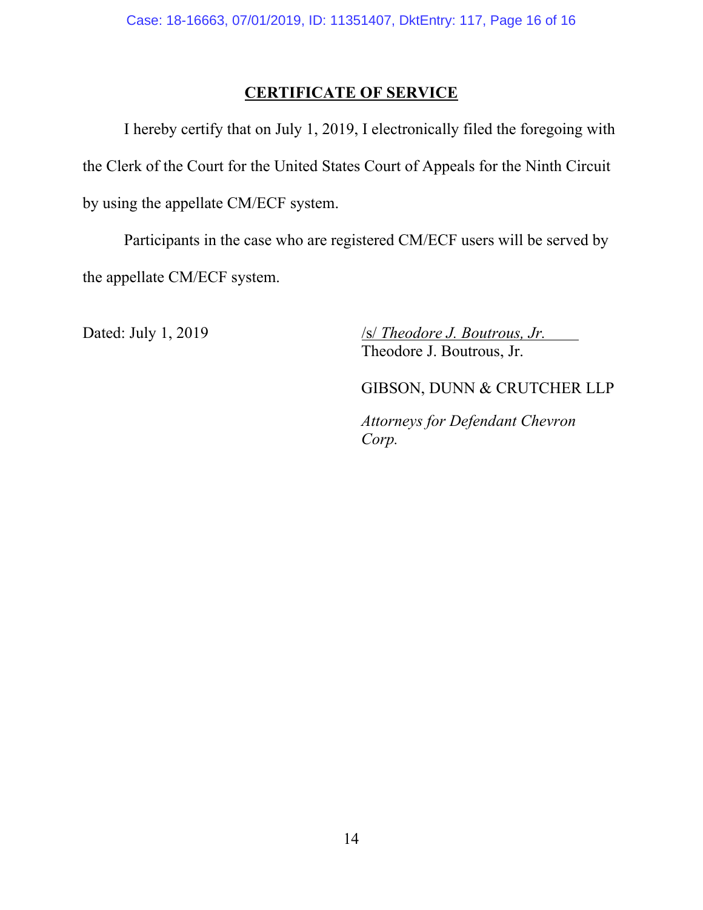## CERTIFICATE OF SERVICE

I hereby certify that on July 1, 2019, I electronically filed the foregoing with the Clerk of the Court for the United States Court of Appeals for the Ninth Circuit by using the appellate CM/ECF system.

Participants in the case who are registered CM/ECF users will be served by the appellate CM/ECF system.

Dated: July 1, 2019

/s/ *Theodore J. Boutrous, Jr.*
Theodore J. Boutrous, Jr.

GIBSON, DUNN & CRUTCHER LLP

*Attorneys for Defendant Chevron Corp.*